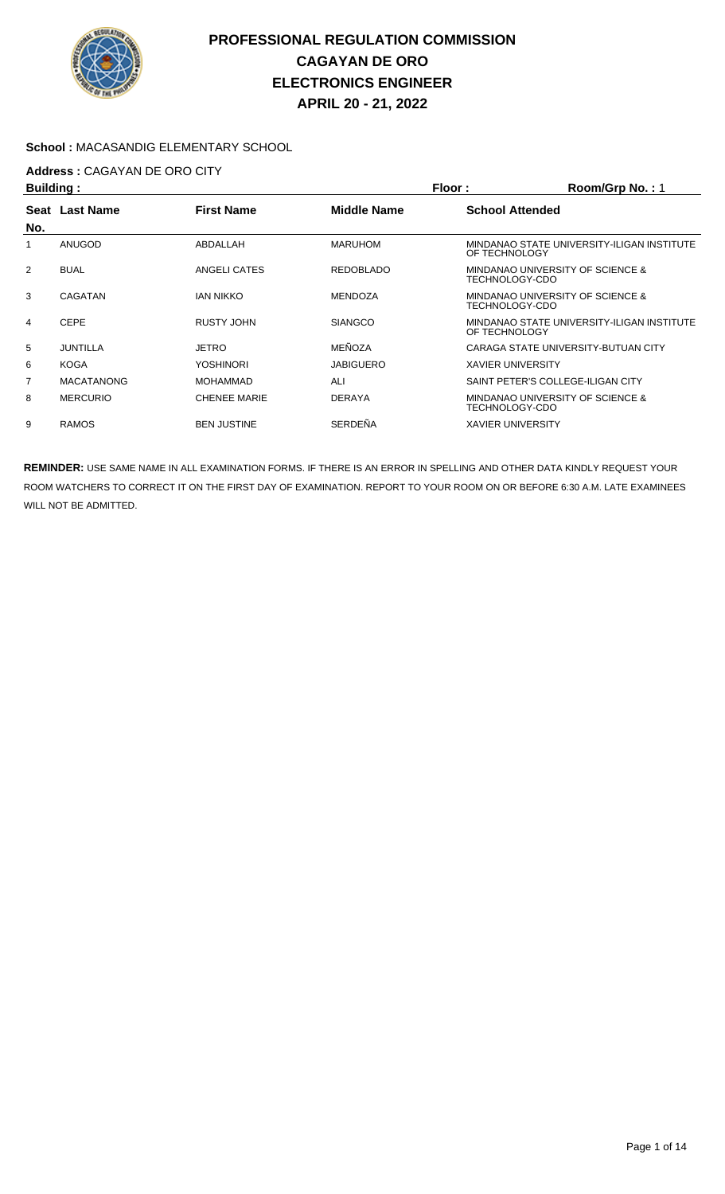# PROFESSIONAL REGULATION COMMISSION
## CAGAYAN DE ORO
## ELECTRONICS ENGINEER
## APRIL 20 - 21, 2022

**School :** MACASANDIG ELEMENTARY SCHOOL

**Address :** CAGAYAN DE ORO CITY

**Building :** **Floor :** **Room/Grp No. :** 1

| Seat No. | Last Name | First Name | Middle Name | School Attended |
|---|---|---|---|---|
| 1 | ANUGOD | ABDALLAH | MARUHOM | MINDANAO STATE UNIVERSITY-ILIGAN INSTITUTE OF TECHNOLOGY |
| 2 | BUAL | ANGELI CATES | REDOBLADO | MINDANAO UNIVERSITY OF SCIENCE & TECHNOLOGY-CDO |
| 3 | CAGATAN | IAN NIKKO | MENDOZA | MINDANAO UNIVERSITY OF SCIENCE & TECHNOLOGY-CDO |
| 4 | CEPE | RUSTY JOHN | SIANGCO | MINDANAO STATE UNIVERSITY-ILIGAN INSTITUTE OF TECHNOLOGY |
| 5 | JUNTILLA | JETRO | MEÑOZA | CARAGA STATE UNIVERSITY-BUTUAN CITY |
| 6 | KOGA | YOSHINORI | JABIGUERO | XAVIER UNIVERSITY |
| 7 | MACATANONG | MOHAMMAD | ALI | SAINT PETER'S COLLEGE-ILIGAN CITY |
| 8 | MERCURIO | CHENEE MARIE | DERAYA | MINDANAO UNIVERSITY OF SCIENCE & TECHNOLOGY-CDO |
| 9 | RAMOS | BEN JUSTINE | SERDEÑA | XAVIER UNIVERSITY |

**REMINDER:** USE SAME NAME IN ALL EXAMINATION FORMS. IF THERE IS AN ERROR IN SPELLING AND OTHER DATA KINDLY REQUEST YOUR ROOM WATCHERS TO CORRECT IT ON THE FIRST DAY OF EXAMINATION. REPORT TO YOUR ROOM ON OR BEFORE 6:30 A.M. LATE EXAMINEES WILL NOT BE ADMITTED.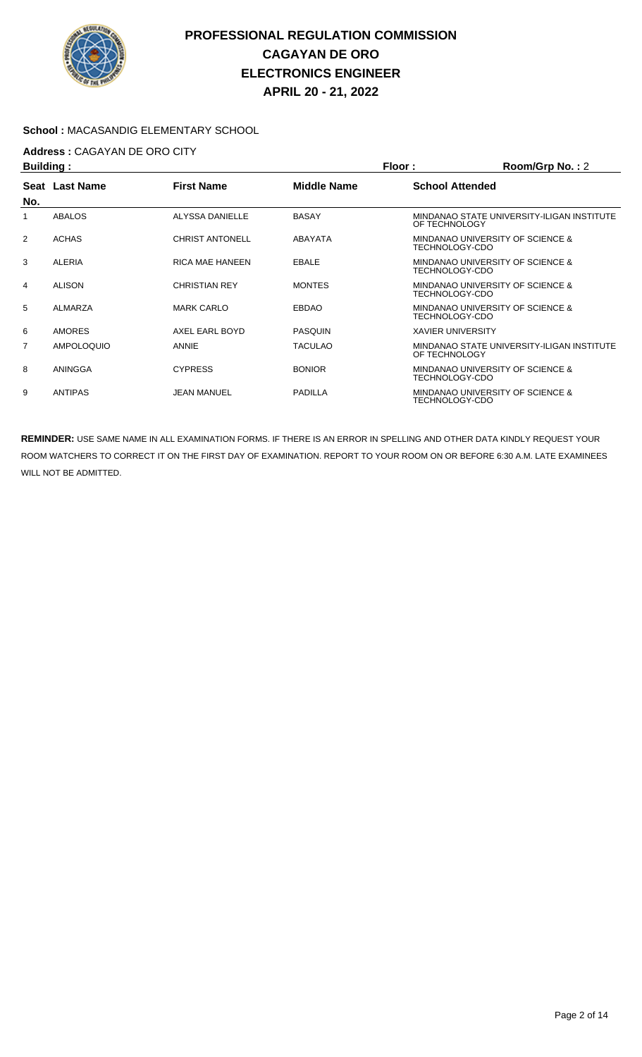# PROFESSIONAL REGULATION COMMISSION
## CAGAYAN DE ORO
## ELECTRONICS ENGINEER
## APRIL 20 - 21, 2022

**School :** MACASANDIG ELEMENTARY SCHOOL

**Address :** CAGAYAN DE ORO CITY

**Building :** **Floor :** **Room/Grp No. :** 2

| Seat No. | Last Name | First Name | Middle Name | School Attended |
|---|---|---|---|---|
| 1 | ABALOS | ALYSSA DANIELLE | BASAY | MINDANAO STATE UNIVERSITY-ILIGAN INSTITUTE OF TECHNOLOGY |
| 2 | ACHAS | CHRIST ANTONELL | ABAYATA | MINDANAO UNIVERSITY OF SCIENCE & TECHNOLOGY-CDO |
| 3 | ALERIA | RICA MAE HANEEN | EBALE | MINDANAO UNIVERSITY OF SCIENCE & TECHNOLOGY-CDO |
| 4 | ALISON | CHRISTIAN REY | MONTES | MINDANAO UNIVERSITY OF SCIENCE & TECHNOLOGY-CDO |
| 5 | ALMARZA | MARK CARLO | EBDAO | MINDANAO UNIVERSITY OF SCIENCE & TECHNOLOGY-CDO |
| 6 | AMORES | AXEL EARL BOYD | PASQUIN | XAVIER UNIVERSITY |
| 7 | AMPOLOQUIO | ANNIE | TACULAO | MINDANAO STATE UNIVERSITY-ILIGAN INSTITUTE OF TECHNOLOGY |
| 8 | ANINGGA | CYPRESS | BONIOR | MINDANAO UNIVERSITY OF SCIENCE & TECHNOLOGY-CDO |
| 9 | ANTIPAS | JEAN MANUEL | PADILLA | MINDANAO UNIVERSITY OF SCIENCE & TECHNOLOGY-CDO |

**REMINDER:** USE SAME NAME IN ALL EXAMINATION FORMS. IF THERE IS AN ERROR IN SPELLING AND OTHER DATA KINDLY REQUEST YOUR ROOM WATCHERS TO CORRECT IT ON THE FIRST DAY OF EXAMINATION. REPORT TO YOUR ROOM ON OR BEFORE 6:30 A.M. LATE EXAMINEES WILL NOT BE ADMITTED.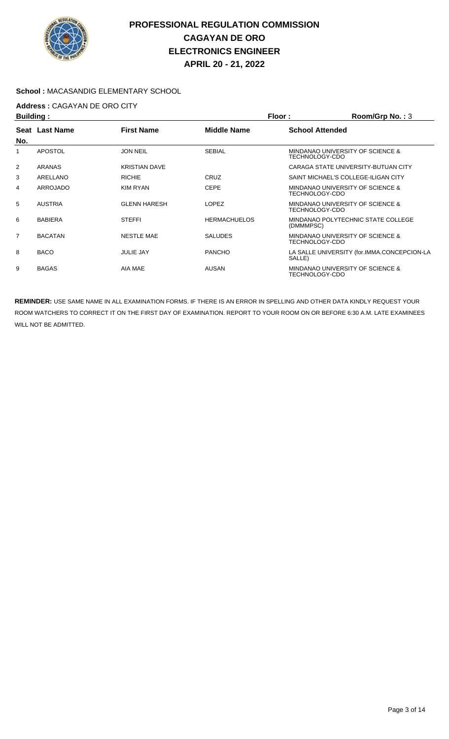# PROFESSIONAL REGULATION COMMISSION
# CAGAYAN DE ORO
# ELECTRONICS ENGINEER
# APRIL 20 - 21, 2022

**School :** MACASANDIG ELEMENTARY SCHOOL

**Address :** CAGAYAN DE ORO CITY

**Building :** | **Floor :** | **Room/Grp No. :** 3

| Seat No. | Last Name | First Name | Middle Name | School Attended |
|---|---|---|---|---|
| 1 | APOSTOL | JON NEIL | SEBIAL | MINDANAO UNIVERSITY OF SCIENCE & TECHNOLOGY-CDO |
| 2 | ARANAS | KRISTIAN DAVE | | CARAGA STATE UNIVERSITY-BUTUAN CITY |
| 3 | ARELLANO | RICHIE | CRUZ | SAINT MICHAEL'S COLLEGE-ILIGAN CITY |
| 4 | ARROJADO | KIM RYAN | CEPE | MINDANAO UNIVERSITY OF SCIENCE & TECHNOLOGY-CDO |
| 5 | AUSTRIA | GLENN HARESH | LOPEZ | MINDANAO UNIVERSITY OF SCIENCE & TECHNOLOGY-CDO |
| 6 | BABIERA | STEFFI | HERMACHUELOS | MINDANAO POLYTECHNIC STATE COLLEGE (DMMMPSC) |
| 7 | BACATAN | NESTLE MAE | SALUDES | MINDANAO UNIVERSITY OF SCIENCE & TECHNOLOGY-CDO |
| 8 | BACO | JULIE JAY | PANCHO | LA SALLE UNIVERSITY (for.IMMA.CONCEPCION-LA SALLE) |
| 9 | BAGAS | AIA MAE | AUSAN | MINDANAO UNIVERSITY OF SCIENCE & TECHNOLOGY-CDO |

**REMINDER:** USE SAME NAME IN ALL EXAMINATION FORMS. IF THERE IS AN ERROR IN SPELLING AND OTHER DATA KINDLY REQUEST YOUR ROOM WATCHERS TO CORRECT IT ON THE FIRST DAY OF EXAMINATION. REPORT TO YOUR ROOM ON OR BEFORE 6:30 A.M. LATE EXAMINEES WILL NOT BE ADMITTED.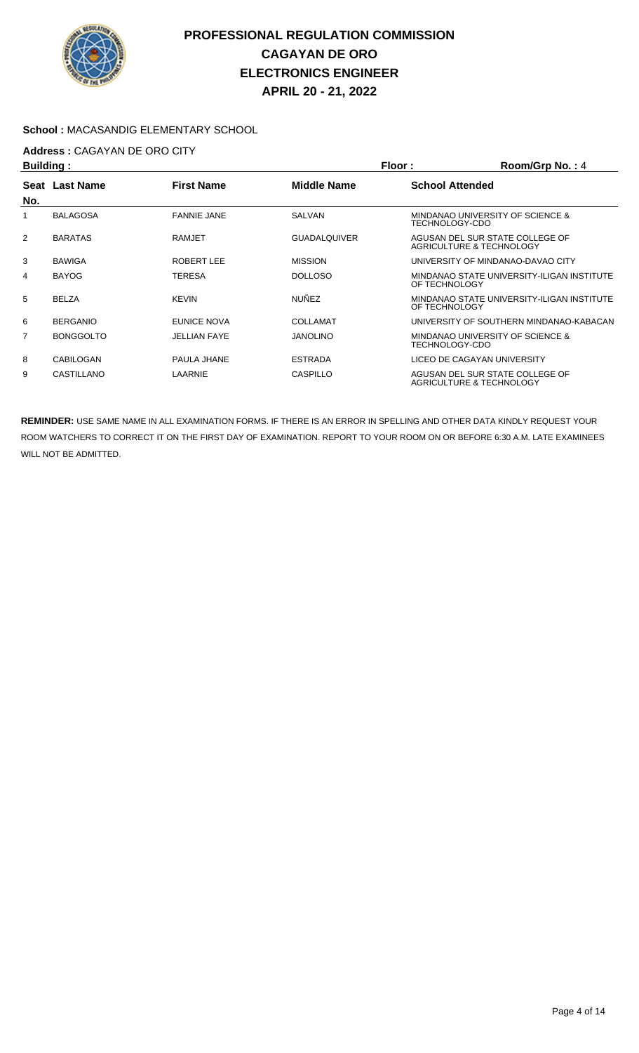# PROFESSIONAL REGULATION COMMISSION
# CAGAYAN DE ORO
# ELECTRONICS ENGINEER
# APRIL 20 - 21, 2022

**School :** MACASANDIG ELEMENTARY SCHOOL

**Address :** CAGAYAN DE ORO CITY

**Building :** **Floor :** **Room/Grp No. :** 4

| Seat No. | Last Name | First Name | Middle Name | School Attended |
|---|---|---|---|---|
| 1 | BALAGOSA | FANNIE JANE | SALVAN | MINDANAO UNIVERSITY OF SCIENCE & TECHNOLOGY-CDO |
| 2 | BARATAS | RAMJET | GUADALQUIVER | AGUSAN DEL SUR STATE COLLEGE OF AGRICULTURE & TECHNOLOGY |
| 3 | BAWIGA | ROBERT LEE | MISSION | UNIVERSITY OF MINDANAO-DAVAO CITY |
| 4 | BAYOG | TERESA | DOLLOSO | MINDANAO STATE UNIVERSITY-ILIGAN INSTITUTE OF TECHNOLOGY |
| 5 | BELZA | KEVIN | NUÑEZ | MINDANAO STATE UNIVERSITY-ILIGAN INSTITUTE OF TECHNOLOGY |
| 6 | BERGANIO | EUNICE NOVA | COLLAMAT | UNIVERSITY OF SOUTHERN MINDANAO-KABACAN |
| 7 | BONGGOLTO | JELLIAN FAYE | JANOLINO | MINDANAO UNIVERSITY OF SCIENCE & TECHNOLOGY-CDO |
| 8 | CABILOGAN | PAULA JHANE | ESTRADA | LICEO DE CAGAYAN UNIVERSITY |
| 9 | CASTILLANO | LAARNIE | CASPILLO | AGUSAN DEL SUR STATE COLLEGE OF AGRICULTURE & TECHNOLOGY |

**REMINDER:** USE SAME NAME IN ALL EXAMINATION FORMS. IF THERE IS AN ERROR IN SPELLING AND OTHER DATA KINDLY REQUEST YOUR ROOM WATCHERS TO CORRECT IT ON THE FIRST DAY OF EXAMINATION. REPORT TO YOUR ROOM ON OR BEFORE 6:30 A.M. LATE EXAMINEES WILL NOT BE ADMITTED.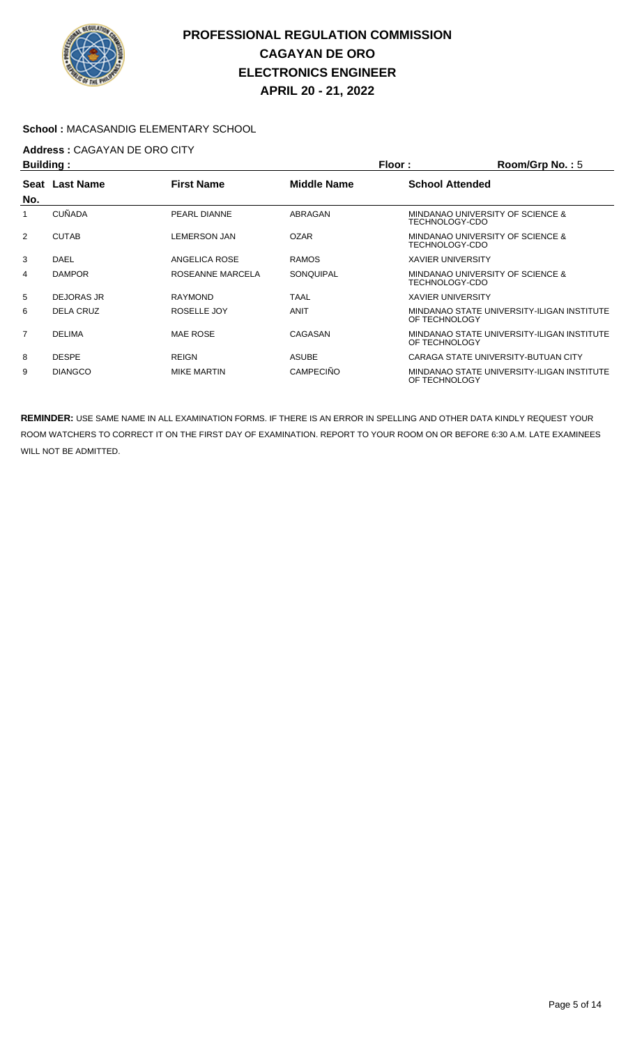# PROFESSIONAL REGULATION COMMISSION
## CAGAYAN DE ORO
## ELECTRONICS ENGINEER
## APRIL 20 - 21, 2022

**School :** MACASANDIG ELEMENTARY SCHOOL

**Address :** CAGAYAN DE ORO CITY

**Building :** **Floor :** **Room/Grp No. :** 5

| Seat No. | Last Name | First Name | Middle Name | School Attended |
|---|---|---|---|---|
| 1 | CUÑADA | PEARL DIANNE | ABRAGAN | MINDANAO UNIVERSITY OF SCIENCE & TECHNOLOGY-CDO |
| 2 | CUTAB | LEMERSON JAN | OZAR | MINDANAO UNIVERSITY OF SCIENCE & TECHNOLOGY-CDO |
| 3 | DAEL | ANGELICA ROSE | RAMOS | XAVIER UNIVERSITY |
| 4 | DAMPOR | ROSEANNE MARCELA | SONQUIPAL | MINDANAO UNIVERSITY OF SCIENCE & TECHNOLOGY-CDO |
| 5 | DEJORAS JR | RAYMOND | TAAL | XAVIER UNIVERSITY |
| 6 | DELA CRUZ | ROSELLE JOY | ANIT | MINDANAO STATE UNIVERSITY-ILIGAN INSTITUTE OF TECHNOLOGY |
| 7 | DELIMA | MAE ROSE | CAGASAN | MINDANAO STATE UNIVERSITY-ILIGAN INSTITUTE OF TECHNOLOGY |
| 8 | DESPE | REIGN | ASUBE | CARAGA STATE UNIVERSITY-BUTUAN CITY |
| 9 | DIANGCO | MIKE MARTIN | CAMPECIÑO | MINDANAO STATE UNIVERSITY-ILIGAN INSTITUTE OF TECHNOLOGY |

**REMINDER:** USE SAME NAME IN ALL EXAMINATION FORMS. IF THERE IS AN ERROR IN SPELLING AND OTHER DATA KINDLY REQUEST YOUR ROOM WATCHERS TO CORRECT IT ON THE FIRST DAY OF EXAMINATION. REPORT TO YOUR ROOM ON OR BEFORE 6:30 A.M. LATE EXAMINEES WILL NOT BE ADMITTED.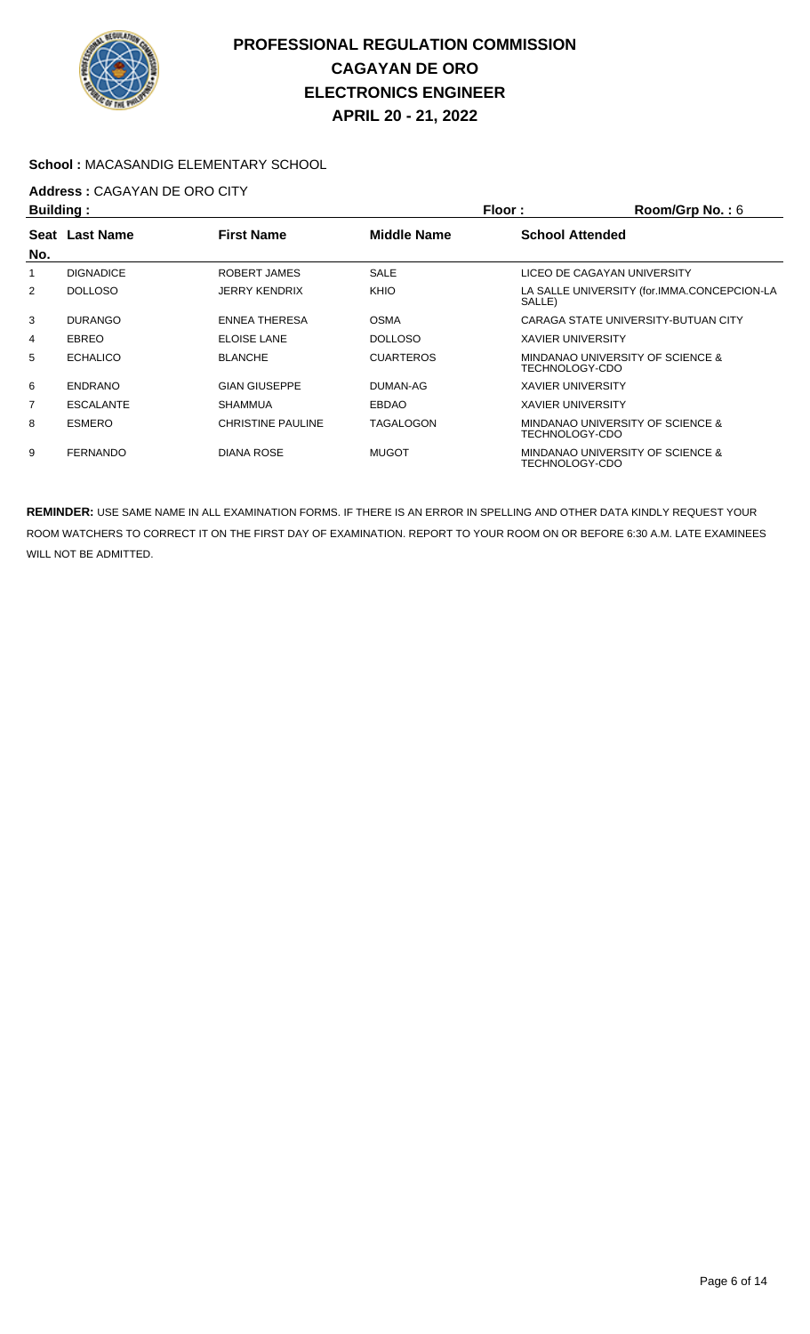# PROFESSIONAL REGULATION COMMISSION
# CAGAYAN DE ORO
# ELECTRONICS ENGINEER
# APRIL 20 - 21, 2022

**School :** MACASANDIG ELEMENTARY SCHOOL

**Address :** CAGAYAN DE ORO CITY

**Building :** **Floor :** **Room/Grp No. :** 6

| Seat No. | Last Name | First Name | Middle Name | School Attended |
|---|---|---|---|---|
| 1 | DIGNADICE | ROBERT JAMES | SALE | LICEO DE CAGAYAN UNIVERSITY |
| 2 | DOLLOSO | JERRY KENDRIX | KHIO | LA SALLE UNIVERSITY (for.IMMA.CONCEPCION-LA SALLE) |
| 3 | DURANGO | ENNEA THERESA | OSMA | CARAGA STATE UNIVERSITY-BUTUAN CITY |
| 4 | EBREO | ELOISE LANE | DOLLOSO | XAVIER UNIVERSITY |
| 5 | ECHALICO | BLANCHE | CUARTEROS | MINDANAO UNIVERSITY OF SCIENCE & TECHNOLOGY-CDO |
| 6 | ENDRANO | GIAN GIUSEPPE | DUMAN-AG | XAVIER UNIVERSITY |
| 7 | ESCALANTE | SHAMMUA | EBDAO | XAVIER UNIVERSITY |
| 8 | ESMERO | CHRISTINE PAULINE | TAGALOGON | MINDANAO UNIVERSITY OF SCIENCE & TECHNOLOGY-CDO |
| 9 | FERNANDO | DIANA ROSE | MUGOT | MINDANAO UNIVERSITY OF SCIENCE & TECHNOLOGY-CDO |

**REMINDER:** USE SAME NAME IN ALL EXAMINATION FORMS. IF THERE IS AN ERROR IN SPELLING AND OTHER DATA KINDLY REQUEST YOUR ROOM WATCHERS TO CORRECT IT ON THE FIRST DAY OF EXAMINATION. REPORT TO YOUR ROOM ON OR BEFORE 6:30 A.M. LATE EXAMINEES WILL NOT BE ADMITTED.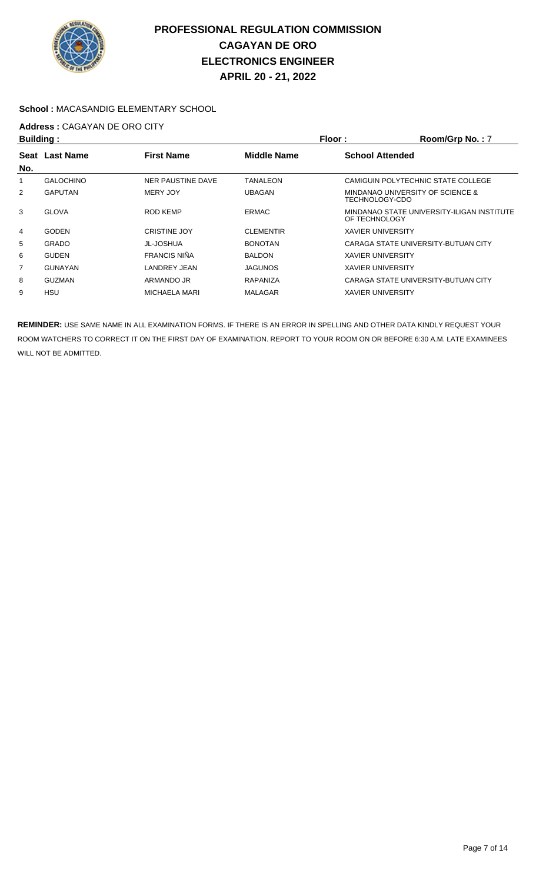# PROFESSIONAL REGULATION COMMISSION
# CAGAYAN DE ORO
# ELECTRONICS ENGINEER
# APRIL 20 - 21, 2022

**School :** MACASANDIG ELEMENTARY SCHOOL

**Address :** CAGAYAN DE ORO CITY

**Building :** **Floor :** **Room/Grp No. :** 7

| Seat No. | Last Name | First Name | Middle Name | School Attended |
|---|---|---|---|---|
| 1 | GALOCHINO | NER PAUSTINE DAVE | TANALEON | CAMIGUIN POLYTECHNIC STATE COLLEGE |
| 2 | GAPUTAN | MERY JOY | UBAGAN | MINDANAO UNIVERSITY OF SCIENCE & TECHNOLOGY-CDO |
| 3 | GLOVA | ROD KEMP | ERMAC | MINDANAO STATE UNIVERSITY-ILIGAN INSTITUTE OF TECHNOLOGY |
| 4 | GODEN | CRISTINE JOY | CLEMENTIR | XAVIER UNIVERSITY |
| 5 | GRADO | JL-JOSHUA | BONOTAN | CARAGA STATE UNIVERSITY-BUTUAN CITY |
| 6 | GUDEN | FRANCIS NIÑA | BALDON | XAVIER UNIVERSITY |
| 7 | GUNAYAN | LANDREY JEAN | JAGUNOS | XAVIER UNIVERSITY |
| 8 | GUZMAN | ARMANDO JR | RAPANIZA | CARAGA STATE UNIVERSITY-BUTUAN CITY |
| 9 | HSU | MICHAELA MARI | MALAGAR | XAVIER UNIVERSITY |

**REMINDER:** USE SAME NAME IN ALL EXAMINATION FORMS. IF THERE IS AN ERROR IN SPELLING AND OTHER DATA KINDLY REQUEST YOUR ROOM WATCHERS TO CORRECT IT ON THE FIRST DAY OF EXAMINATION. REPORT TO YOUR ROOM ON OR BEFORE 6:30 A.M. LATE EXAMINEES WILL NOT BE ADMITTED.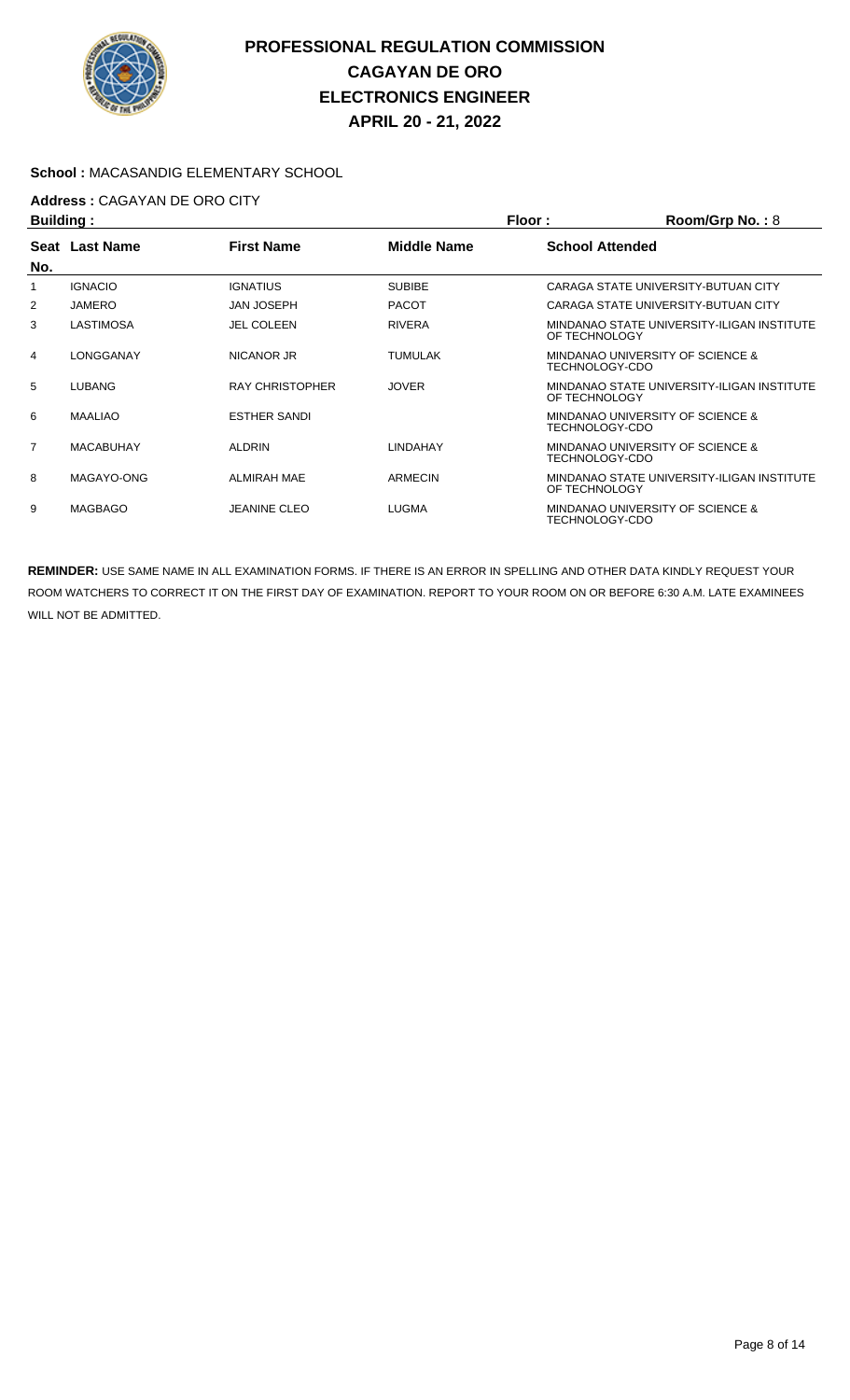# PROFESSIONAL REGULATION COMMISSION
# CAGAYAN DE ORO
# ELECTRONICS ENGINEER
# APRIL 20 - 21, 2022

**School :** MACASANDIG ELEMENTARY SCHOOL

**Address :** CAGAYAN DE ORO CITY

**Building :** **Floor :** **Room/Grp No. :** 8

| Seat No. | Last Name | First Name | Middle Name | School Attended |
|---|---|---|---|---|
| 1 | IGNACIO | IGNATIUS | SUBIBE | CARAGA STATE UNIVERSITY-BUTUAN CITY |
| 2 | JAMERO | JAN JOSEPH | PACOT | CARAGA STATE UNIVERSITY-BUTUAN CITY |
| 3 | LASTIMOSA | JEL COLEEN | RIVERA | MINDANAO STATE UNIVERSITY-ILIGAN INSTITUTE OF TECHNOLOGY |
| 4 | LONGGANAY | NICANOR JR | TUMULAK | MINDANAO UNIVERSITY OF SCIENCE & TECHNOLOGY-CDO |
| 5 | LUBANG | RAY CHRISTOPHER | JOVER | MINDANAO STATE UNIVERSITY-ILIGAN INSTITUTE OF TECHNOLOGY |
| 6 | MAALIAO | ESTHER SANDI | | MINDANAO UNIVERSITY OF SCIENCE & TECHNOLOGY-CDO |
| 7 | MACABUHAY | ALDRIN | LINDAHAY | MINDANAO UNIVERSITY OF SCIENCE & TECHNOLOGY-CDO |
| 8 | MAGAYO-ONG | ALMIRAH MAE | ARMECIN | MINDANAO STATE UNIVERSITY-ILIGAN INSTITUTE OF TECHNOLOGY |
| 9 | MAGBAGO | JEANINE CLEO | LUGMA | MINDANAO UNIVERSITY OF SCIENCE & TECHNOLOGY-CDO |

**REMINDER:** USE SAME NAME IN ALL EXAMINATION FORMS. IF THERE IS AN ERROR IN SPELLING AND OTHER DATA KINDLY REQUEST YOUR ROOM WATCHERS TO CORRECT IT ON THE FIRST DAY OF EXAMINATION. REPORT TO YOUR ROOM ON OR BEFORE 6:30 A.M. LATE EXAMINEES WILL NOT BE ADMITTED.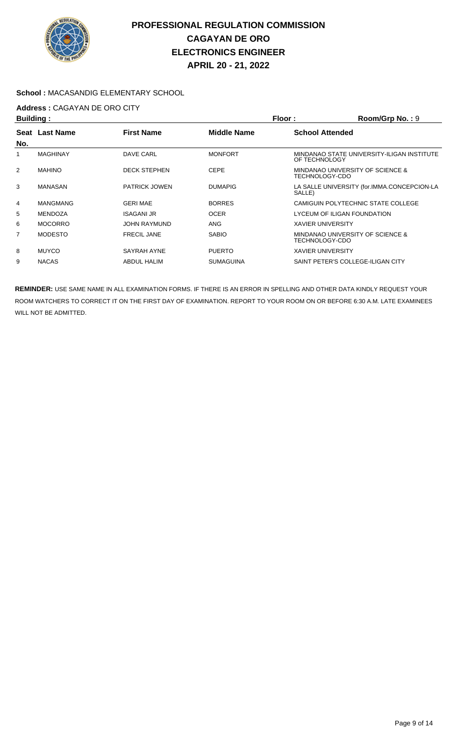# PROFESSIONAL REGULATION COMMISSION
## CAGAYAN DE ORO
## ELECTRONICS ENGINEER
## APRIL 20 - 21, 2022

**School :** MACASANDIG ELEMENTARY SCHOOL

**Address :** CAGAYAN DE ORO CITY

**Building :** **Floor :** **Room/Grp No. :** 9

| Seat No. | Last Name | First Name | Middle Name | School Attended |
|---|---|---|---|---|
| 1 | MAGHINAY | DAVE CARL | MONFORT | MINDANAO STATE UNIVERSITY-ILIGAN INSTITUTE OF TECHNOLOGY |
| 2 | MAHINO | DECK STEPHEN | CEPE | MINDANAO UNIVERSITY OF SCIENCE & TECHNOLOGY-CDO |
| 3 | MANASAN | PATRICK JOWEN | DUMAPIG | LA SALLE UNIVERSITY (for.IMMA.CONCEPCION-LA SALLE) |
| 4 | MANGMANG | GERI MAE | BORRES | CAMIGUIN POLYTECHNIC STATE COLLEGE |
| 5 | MENDOZA | ISAGANI JR | OCER | LYCEUM OF ILIGAN FOUNDATION |
| 6 | MOCORRO | JOHN RAYMUND | ANG | XAVIER UNIVERSITY |
| 7 | MODESTO | FRECIL JANE | SABIO | MINDANAO UNIVERSITY OF SCIENCE & TECHNOLOGY-CDO |
| 8 | MUYCO | SAYRAH AYNE | PUERTO | XAVIER UNIVERSITY |
| 9 | NACAS | ABDUL HALIM | SUMAGUINA | SAINT PETER'S COLLEGE-ILIGAN CITY |

**REMINDER:** USE SAME NAME IN ALL EXAMINATION FORMS. IF THERE IS AN ERROR IN SPELLING AND OTHER DATA KINDLY REQUEST YOUR ROOM WATCHERS TO CORRECT IT ON THE FIRST DAY OF EXAMINATION. REPORT TO YOUR ROOM ON OR BEFORE 6:30 A.M. LATE EXAMINEES WILL NOT BE ADMITTED.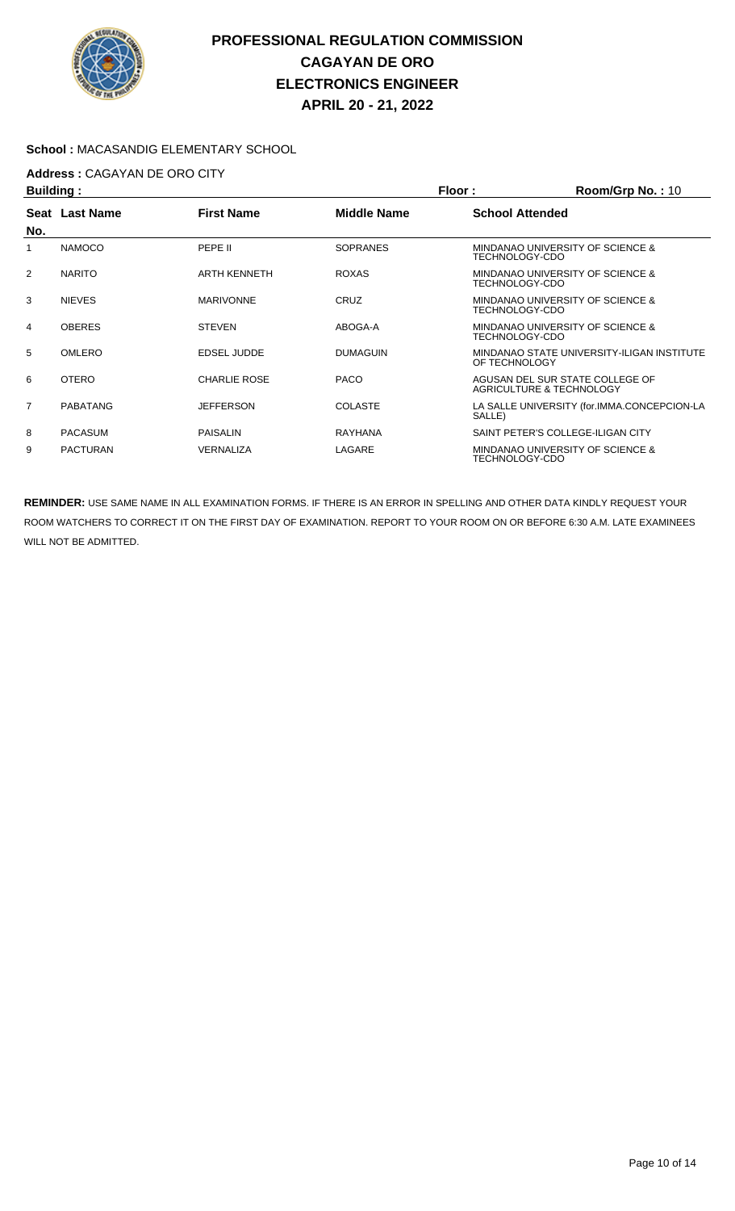# PROFESSIONAL REGULATION COMMISSION
## CAGAYAN DE ORO
## ELECTRONICS ENGINEER
## APRIL 20 - 21, 2022

**School :** MACASANDIG ELEMENTARY SCHOOL

**Address :** CAGAYAN DE ORO CITY

**Building :** **Floor :** **Room/Grp No. :** 10

| Seat No. | Last Name | First Name | Middle Name | School Attended |
|---|---|---|---|---|
| 1 | NAMOCO | PEPE II | SOPRANES | MINDANAO UNIVERSITY OF SCIENCE & TECHNOLOGY-CDO |
| 2 | NARITO | ARTH KENNETH | ROXAS | MINDANAO UNIVERSITY OF SCIENCE & TECHNOLOGY-CDO |
| 3 | NIEVES | MARIVONNE | CRUZ | MINDANAO UNIVERSITY OF SCIENCE & TECHNOLOGY-CDO |
| 4 | OBERES | STEVEN | ABOGA-A | MINDANAO UNIVERSITY OF SCIENCE & TECHNOLOGY-CDO |
| 5 | OMLERO | EDSEL JUDDE | DUMAGUIN | MINDANAO STATE UNIVERSITY-ILIGAN INSTITUTE OF TECHNOLOGY |
| 6 | OTERO | CHARLIE ROSE | PACO | AGUSAN DEL SUR STATE COLLEGE OF AGRICULTURE & TECHNOLOGY |
| 7 | PABATANG | JEFFERSON | COLASTE | LA SALLE UNIVERSITY (for.IMMA.CONCEPCION-LA SALLE) |
| 8 | PACASUM | PAISALIN | RAYHANA | SAINT PETER'S COLLEGE-ILIGAN CITY |
| 9 | PACTURAN | VERNALIZA | LAGARE | MINDANAO UNIVERSITY OF SCIENCE & TECHNOLOGY-CDO |

**REMINDER:** USE SAME NAME IN ALL EXAMINATION FORMS. IF THERE IS AN ERROR IN SPELLING AND OTHER DATA KINDLY REQUEST YOUR ROOM WATCHERS TO CORRECT IT ON THE FIRST DAY OF EXAMINATION. REPORT TO YOUR ROOM ON OR BEFORE 6:30 A.M. LATE EXAMINEES WILL NOT BE ADMITTED.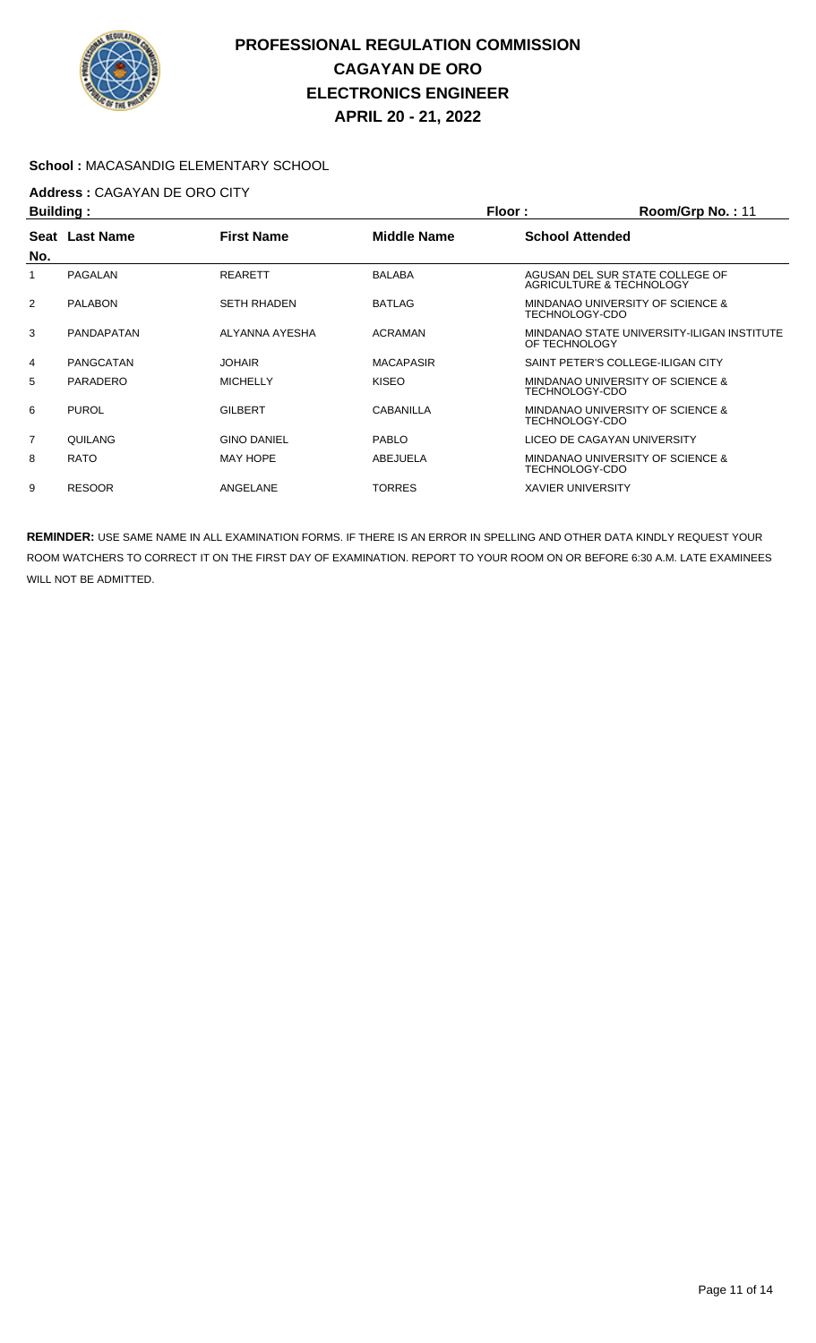# PROFESSIONAL REGULATION COMMISSION
# CAGAYAN DE ORO
# ELECTRONICS ENGINEER
# APRIL 20 - 21, 2022

**School :** MACASANDIG ELEMENTARY SCHOOL

**Address :** CAGAYAN DE ORO CITY

**Building :** **Floor :** **Room/Grp No. :** 11

| Seat No. | Last Name | First Name | Middle Name | School Attended |
|---|---|---|---|---|
| 1 | PAGALAN | REARETT | BALABA | AGUSAN DEL SUR STATE COLLEGE OF AGRICULTURE & TECHNOLOGY |
| 2 | PALABON | SETH RHADEN | BATLAG | MINDANAO UNIVERSITY OF SCIENCE & TECHNOLOGY-CDO |
| 3 | PANDAPATAN | ALYANNA AYESHA | ACRAMAN | MINDANAO STATE UNIVERSITY-ILIGAN INSTITUTE OF TECHNOLOGY |
| 4 | PANGCATAN | JOHAIR | MACAPASIR | SAINT PETER'S COLLEGE-ILIGAN CITY |
| 5 | PARADERO | MICHELLY | KISEO | MINDANAO UNIVERSITY OF SCIENCE & TECHNOLOGY-CDO |
| 6 | PUROL | GILBERT | CABANILLA | MINDANAO UNIVERSITY OF SCIENCE & TECHNOLOGY-CDO |
| 7 | QUILANG | GINO DANIEL | PABLO | LICEO DE CAGAYAN UNIVERSITY |
| 8 | RATO | MAY HOPE | ABEJUELA | MINDANAO UNIVERSITY OF SCIENCE & TECHNOLOGY-CDO |
| 9 | RESOOR | ANGELANE | TORRES | XAVIER UNIVERSITY |

**REMINDER:** USE SAME NAME IN ALL EXAMINATION FORMS. IF THERE IS AN ERROR IN SPELLING AND OTHER DATA KINDLY REQUEST YOUR ROOM WATCHERS TO CORRECT IT ON THE FIRST DAY OF EXAMINATION. REPORT TO YOUR ROOM ON OR BEFORE 6:30 A.M. LATE EXAMINEES WILL NOT BE ADMITTED.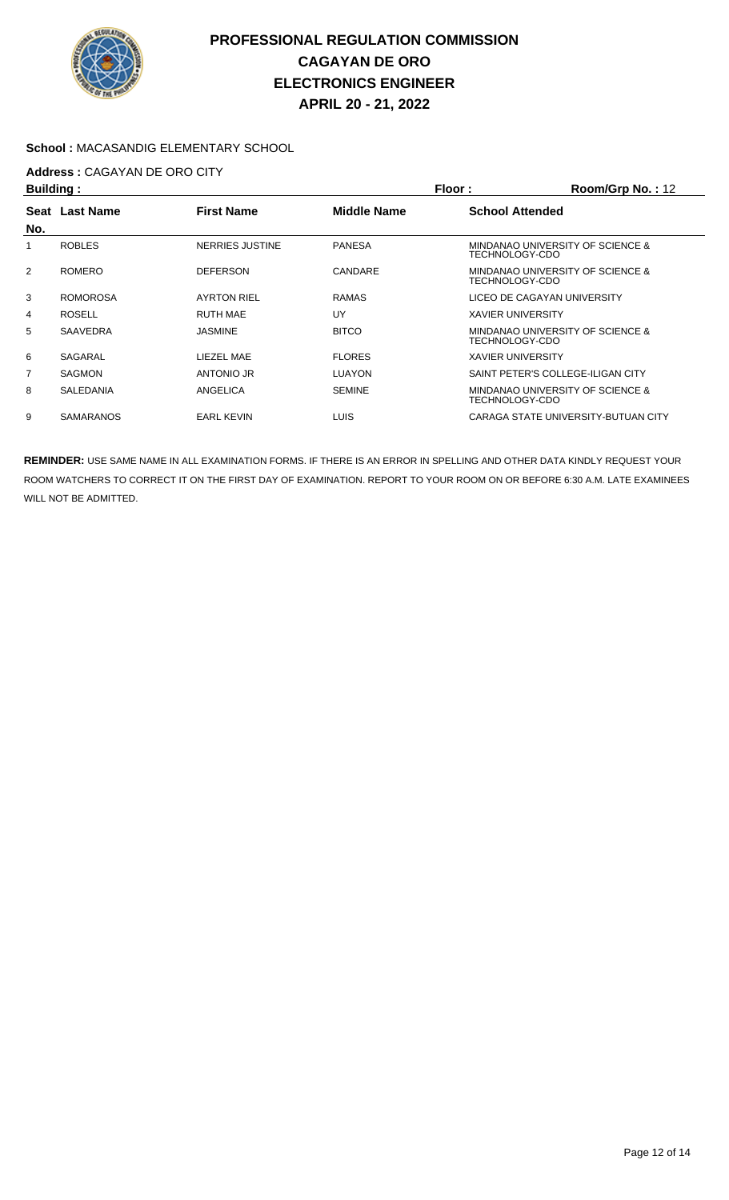# PROFESSIONAL REGULATION COMMISSION
# CAGAYAN DE ORO
# ELECTRONICS ENGINEER
# APRIL 20 - 21, 2022

**School :** MACASANDIG ELEMENTARY SCHOOL

**Address :** CAGAYAN DE ORO CITY

**Building :** **Floor :** **Room/Grp No. :** 12

| Seat No. | Last Name | First Name | Middle Name | School Attended |
|---|---|---|---|---|
| 1 | ROBLES | NERRIES JUSTINE | PANESA | MINDANAO UNIVERSITY OF SCIENCE & TECHNOLOGY-CDO |
| 2 | ROMERO | DEFERSON | CANDARE | MINDANAO UNIVERSITY OF SCIENCE & TECHNOLOGY-CDO |
| 3 | ROMOROSA | AYRTON RIEL | RAMAS | LICEO DE CAGAYAN UNIVERSITY |
| 4 | ROSELL | RUTH MAE | UY | XAVIER UNIVERSITY |
| 5 | SAAVEDRA | JASMINE | BITCO | MINDANAO UNIVERSITY OF SCIENCE & TECHNOLOGY-CDO |
| 6 | SAGARAL | LIEZEL MAE | FLORES | XAVIER UNIVERSITY |
| 7 | SAGMON | ANTONIO JR | LUAYON | SAINT PETER'S COLLEGE-ILIGAN CITY |
| 8 | SALEDANIA | ANGELICA | SEMINE | MINDANAO UNIVERSITY OF SCIENCE & TECHNOLOGY-CDO |
| 9 | SAMARANOS | EARL KEVIN | LUIS | CARAGA STATE UNIVERSITY-BUTUAN CITY |

**REMINDER:** USE SAME NAME IN ALL EXAMINATION FORMS. IF THERE IS AN ERROR IN SPELLING AND OTHER DATA KINDLY REQUEST YOUR ROOM WATCHERS TO CORRECT IT ON THE FIRST DAY OF EXAMINATION. REPORT TO YOUR ROOM ON OR BEFORE 6:30 A.M. LATE EXAMINEES WILL NOT BE ADMITTED.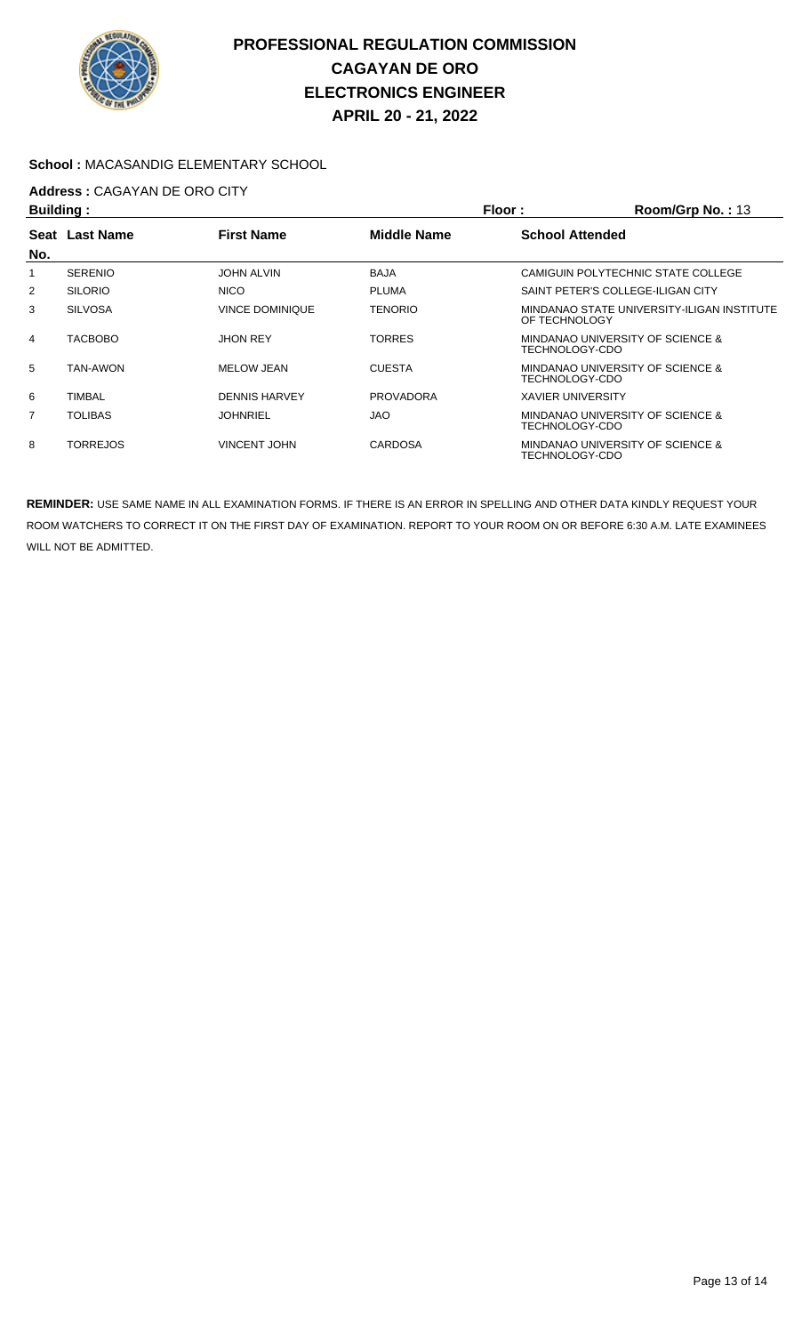# PROFESSIONAL REGULATION COMMISSION
# CAGAYAN DE ORO
# ELECTRONICS ENGINEER
# APRIL 20 - 21, 2022

**School :** MACASANDIG ELEMENTARY SCHOOL

**Address :** CAGAYAN DE ORO CITY

**Building :** **Floor :** **Room/Grp No. :** 13

| Seat No. | Last Name | First Name | Middle Name | School Attended |
|---|---|---|---|---|
| 1 | SERENIO | JOHN ALVIN | BAJA | CAMIGUIN POLYTECHNIC STATE COLLEGE |
| 2 | SILORIO | NICO | PLUMA | SAINT PETER'S COLLEGE-ILIGAN CITY |
| 3 | SILVOSA | VINCE DOMINIQUE | TENORIO | MINDANAO STATE UNIVERSITY-ILIGAN INSTITUTE OF TECHNOLOGY |
| 4 | TACBOBO | JHON REY | TORRES | MINDANAO UNIVERSITY OF SCIENCE & TECHNOLOGY-CDO |
| 5 | TAN-AWON | MELOW JEAN | CUESTA | MINDANAO UNIVERSITY OF SCIENCE & TECHNOLOGY-CDO |
| 6 | TIMBAL | DENNIS HARVEY | PROVADORA | XAVIER UNIVERSITY |
| 7 | TOLIBAS | JOHNRIEL | JAO | MINDANAO UNIVERSITY OF SCIENCE & TECHNOLOGY-CDO |
| 8 | TORREJOS | VINCENT JOHN | CARDOSA | MINDANAO UNIVERSITY OF SCIENCE & TECHNOLOGY-CDO |

**REMINDER:** USE SAME NAME IN ALL EXAMINATION FORMS. IF THERE IS AN ERROR IN SPELLING AND OTHER DATA KINDLY REQUEST YOUR ROOM WATCHERS TO CORRECT IT ON THE FIRST DAY OF EXAMINATION. REPORT TO YOUR ROOM ON OR BEFORE 6:30 A.M. LATE EXAMINEES WILL NOT BE ADMITTED.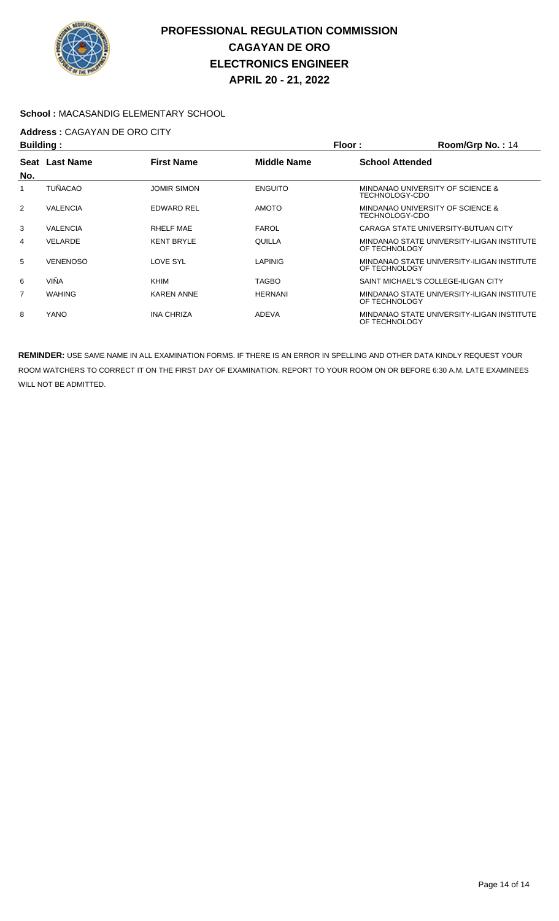# PROFESSIONAL REGULATION COMMISSION
# CAGAYAN DE ORO
# ELECTRONICS ENGINEER
# APRIL 20 - 21, 2022

**School :** MACASANDIG ELEMENTARY SCHOOL

**Address :** CAGAYAN DE ORO CITY

**Building :** **Floor :** **Room/Grp No. :** 14

| Seat No. | Last Name | First Name | Middle Name | School Attended |
|---|---|---|---|---|
| 1 | TUÑACAO | JOMIR SIMON | ENGUITO | MINDANAO UNIVERSITY OF SCIENCE & TECHNOLOGY-CDO |
| 2 | VALENCIA | EDWARD REL | AMOTO | MINDANAO UNIVERSITY OF SCIENCE & TECHNOLOGY-CDO |
| 3 | VALENCIA | RHELF MAE | FAROL | CARAGA STATE UNIVERSITY-BUTUAN CITY |
| 4 | VELARDE | KENT BRYLE | QUILLA | MINDANAO STATE UNIVERSITY-ILIGAN INSTITUTE OF TECHNOLOGY |
| 5 | VENENOSO | LOVE SYL | LAPINIG | MINDANAO STATE UNIVERSITY-ILIGAN INSTITUTE OF TECHNOLOGY |
| 6 | VIÑA | KHIM | TAGBO | SAINT MICHAEL'S COLLEGE-ILIGAN CITY |
| 7 | WAHING | KAREN ANNE | HERNANI | MINDANAO STATE UNIVERSITY-ILIGAN INSTITUTE OF TECHNOLOGY |
| 8 | YANO | INA CHRIZA | ADEVA | MINDANAO STATE UNIVERSITY-ILIGAN INSTITUTE OF TECHNOLOGY |

**REMINDER:** USE SAME NAME IN ALL EXAMINATION FORMS. IF THERE IS AN ERROR IN SPELLING AND OTHER DATA KINDLY REQUEST YOUR ROOM WATCHERS TO CORRECT IT ON THE FIRST DAY OF EXAMINATION. REPORT TO YOUR ROOM ON OR BEFORE 6:30 A.M. LATE EXAMINEES WILL NOT BE ADMITTED.